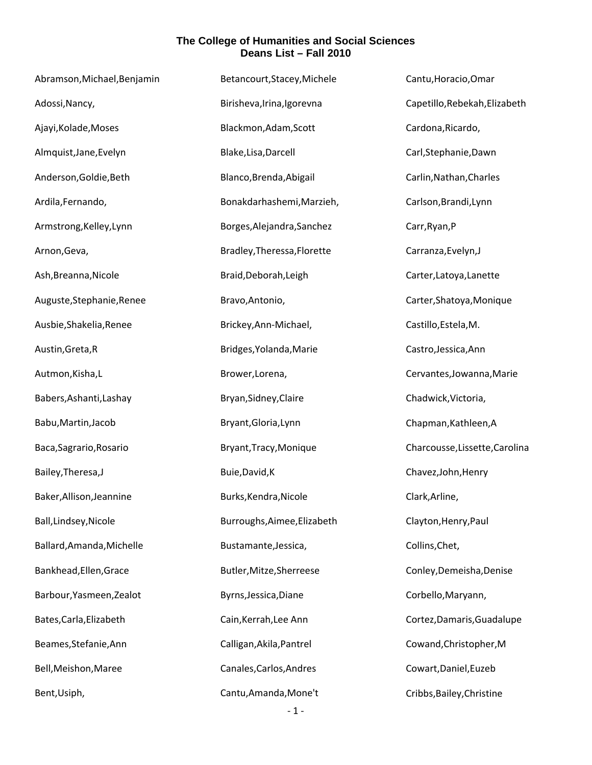# The College of Humanities and Social Sciences
## Deans List – Fall 2010

Abramson,Michael,Benjamin

Adossi,Nancy,

Ajayi,Kolade,Moses

Almquist,Jane,Evelyn

Anderson,Goldie,Beth

Ardila,Fernando,

Armstrong,Kelley,Lynn

Arnon,Geva,

Ash,Breanna,Nicole

Auguste,Stephanie,Renee

Ausbie,Shakelia,Renee

Austin,Greta,R

Autmon,Kisha,L

Babers,Ashanti,Lashay

Babu,Martin,Jacob

Baca,Sagrario,Rosario

Bailey,Theresa,J

Baker,Allison,Jeannine

Ball,Lindsey,Nicole

Ballard,Amanda,Michelle

Bankhead,Ellen,Grace

Barbour,Yasmeen,Zealot

Bates,Carla,Elizabeth

Beames,Stefanie,Ann

Bell,Meishon,Maree

Bent,Usiph,

Betancourt,Stacey,Michele

Birisheva,Irina,Igorevna

Blackmon,Adam,Scott

Blake,Lisa,Darcell

Blanco,Brenda,Abigail

Bonakdarhashemi,Marzieh,

Borges,Alejandra,Sanchez

Bradley,Theressa,Florette

Braid,Deborah,Leigh

Bravo,Antonio,

Brickey,Ann-Michael,

Bridges,Yolanda,Marie

Brower,Lorena,

Bryan,Sidney,Claire

Bryant,Gloria,Lynn

Bryant,Tracy,Monique

Buie,David,K

Burks,Kendra,Nicole

Burroughs,Aimee,Elizabeth

Bustamante,Jessica,

Butler,Mitze,Sherreese

Byrns,Jessica,Diane

Cain,Kerrah,Lee Ann

Calligan,Akila,Pantrel

Canales,Carlos,Andres

Cantu,Amanda,Mone't

Cantu,Horacio,Omar

Capetillo,Rebekah,Elizabeth

Cardona,Ricardo,

Carl,Stephanie,Dawn

Carlin,Nathan,Charles

Carlson,Brandi,Lynn

Carr,Ryan,P

Carranza,Evelyn,J

Carter,Latoya,Lanette

Carter,Shatoya,Monique

Castillo,Estela,M.

Castro,Jessica,Ann

Cervantes,Jowanna,Marie

Chadwick,Victoria,

Chapman,Kathleen,A

Charcousse,Lissette,Carolina

Chavez,John,Henry

Clark,Arline,

Clayton,Henry,Paul

Collins,Chet,

Conley,Demeisha,Denise

Corbello,Maryann,

Cortez,Damaris,Guadalupe

Cowand,Christopher,M

Cowart,Daniel,Euzeb

Cribbs,Bailey,Christine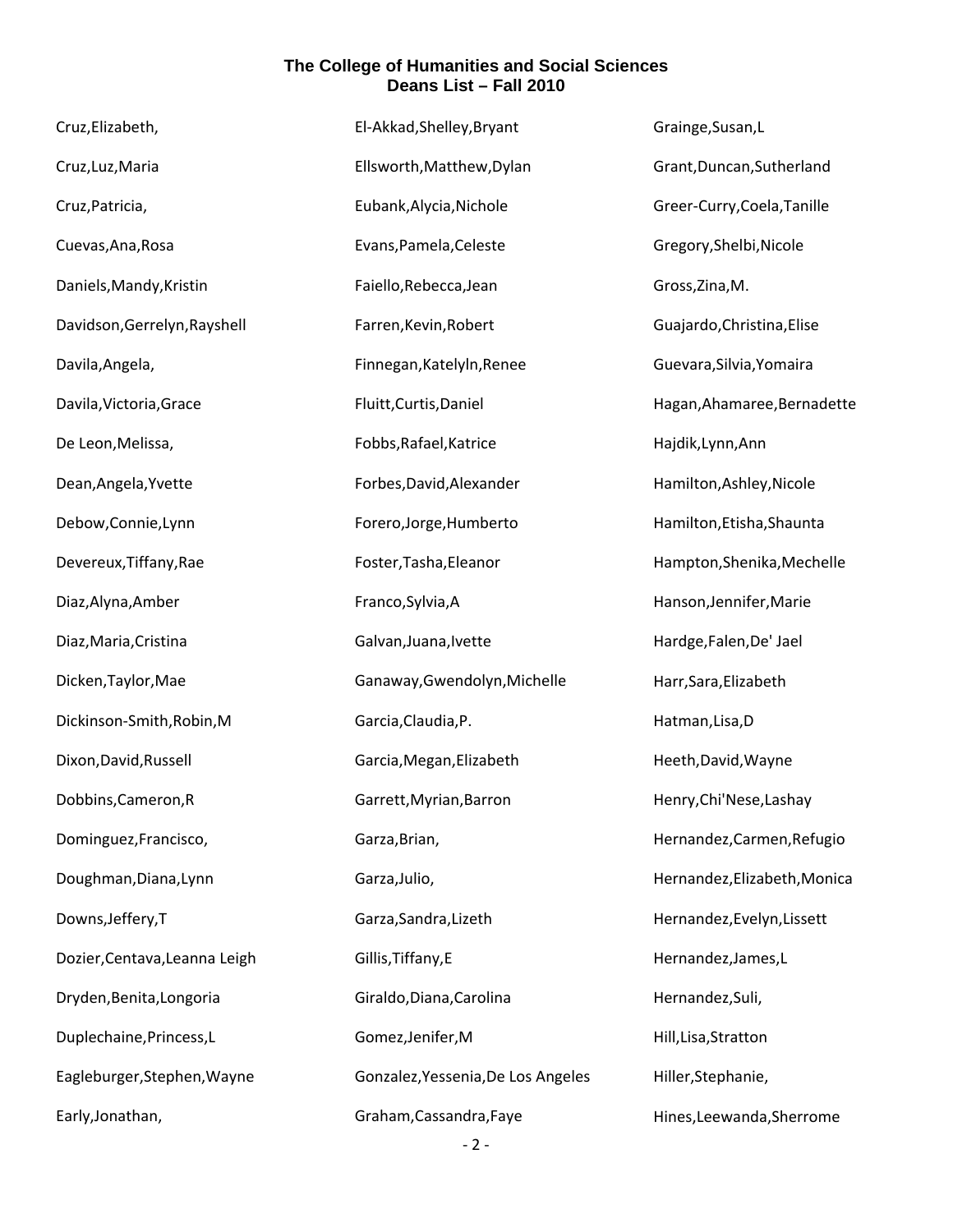**The College of Humanities and Social Sciences**
**Deans List – Fall 2010**

Cruz,Elizabeth,

Cruz,Luz,Maria

Cruz,Patricia,

Cuevas,Ana,Rosa

Daniels,Mandy,Kristin

Davidson,Gerrelyn,Rayshell

Davila,Angela,

Davila,Victoria,Grace

De Leon,Melissa,

Dean,Angela,Yvette

Debow,Connie,Lynn

Devereux,Tiffany,Rae

Diaz,Alyna,Amber

Diaz,Maria,Cristina

Dicken,Taylor,Mae

Dickinson-Smith,Robin,M

Dixon,David,Russell

Dobbins,Cameron,R

Dominguez,Francisco,

Doughman,Diana,Lynn

Downs,Jeffery,T

Dozier,Centava,Leanna Leigh

Dryden,Benita,Longoria

Duplechaine,Princess,L

Eagleburger,Stephen,Wayne

Early,Jonathan,

El-Akkad,Shelley,Bryant

Ellsworth,Matthew,Dylan

Eubank,Alycia,Nichole

Evans,Pamela,Celeste

Faiello,Rebecca,Jean

Farren,Kevin,Robert

Finnegan,Katelyln,Renee

Fluitt,Curtis,Daniel

Fobbs,Rafael,Katrice

Forbes,David,Alexander

Forero,Jorge,Humberto

Foster,Tasha,Eleanor

Franco,Sylvia,A

Galvan,Juana,Ivette

Ganaway,Gwendolyn,Michelle

Garcia,Claudia,P.

Garcia,Megan,Elizabeth

Garrett,Myrian,Barron

Garza,Brian,

Garza,Julio,

Garza,Sandra,Lizeth

Gillis,Tiffany,E

Giraldo,Diana,Carolina

Gomez,Jenifer,M

Gonzalez,Yessenia,De Los Angeles

Graham,Cassandra,Faye

Grainge,Susan,L

Grant,Duncan,Sutherland

Greer-Curry,Coela,Tanille

Gregory,Shelbi,Nicole

Gross,Zina,M.

Guajardo,Christina,Elise

Guevara,Silvia,Yomaira

Hagan,Ahamaree,Bernadette

Hajdik,Lynn,Ann

Hamilton,Ashley,Nicole

Hamilton,Etisha,Shaunta

Hampton,Shenika,Mechelle

Hanson,Jennifer,Marie

Hardge,Falen,De' Jael

Harr,Sara,Elizabeth

Hatman,Lisa,D

Heeth,David,Wayne

Henry,Chi'Nese,Lashay

Hernandez,Carmen,Refugio

Hernandez,Elizabeth,Monica

Hernandez,Evelyn,Lissett

Hernandez,James,L

Hernandez,Suli,

Hill,Lisa,Stratton

Hiller,Stephanie,

Hines,Leewanda,Sherrome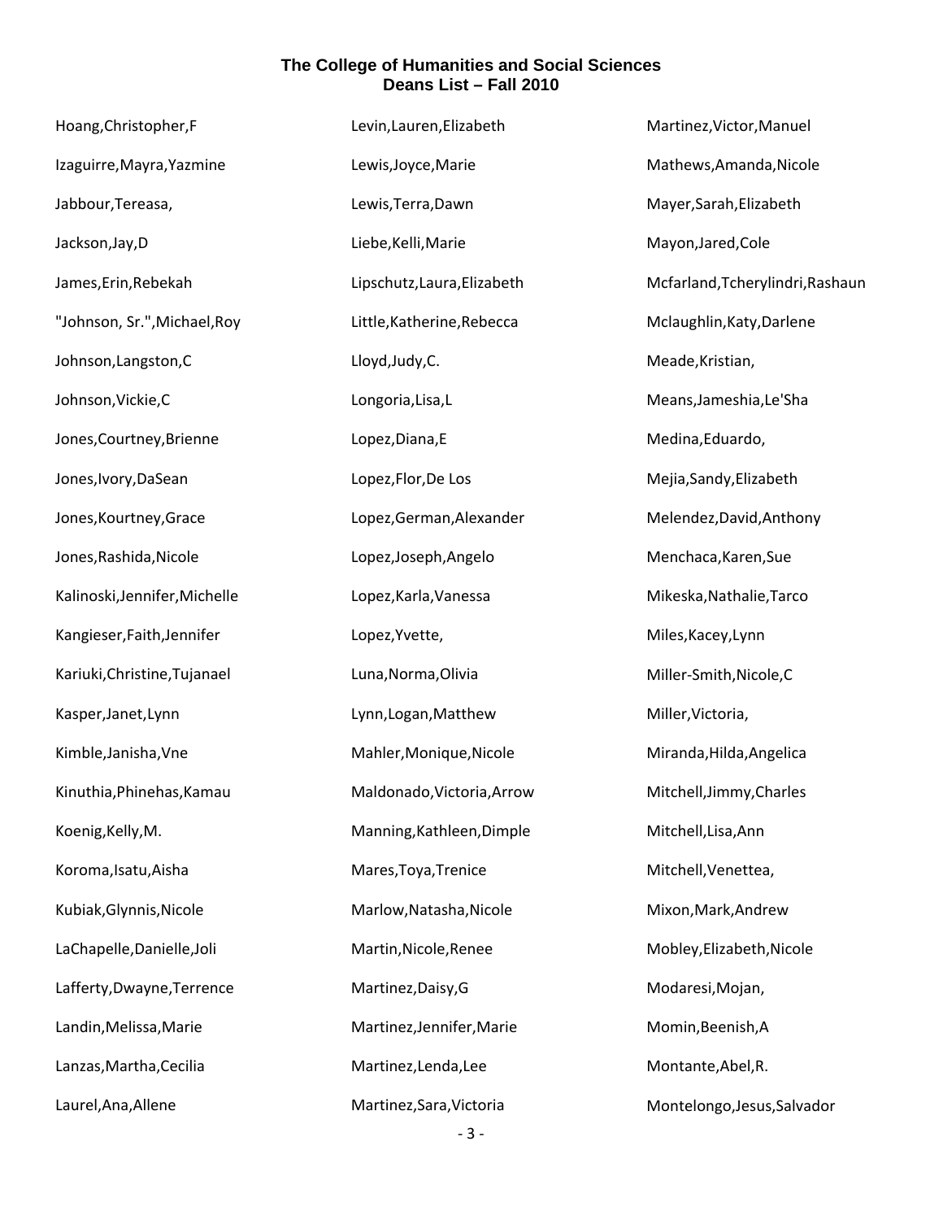**The College of Humanities and Social Sciences**
**Deans List – Fall 2010**

Hoang,Christopher,F
Izaguirre,Mayra,Yazmine
Jabbour,Tereasa,
Jackson,Jay,D
James,Erin,Rebekah
"Johnson, Sr.",Michael,Roy
Johnson,Langston,C
Johnson,Vickie,C
Jones,Courtney,Brienne
Jones,Ivory,DaSean
Jones,Kourtney,Grace
Jones,Rashida,Nicole
Kalinoski,Jennifer,Michelle
Kangieser,Faith,Jennifer
Kariuki,Christine,Tujanael
Kasper,Janet,Lynn
Kimble,Janisha,Vne
Kinuthia,Phinehas,Kamau
Koenig,Kelly,M.
Koroma,Isatu,Aisha
Kubiak,Glynnis,Nicole
LaChapelle,Danielle,Joli
Lafferty,Dwayne,Terrence
Landin,Melissa,Marie
Lanzas,Martha,Cecilia
Laurel,Ana,Allene
Levin,Lauren,Elizabeth
Lewis,Joyce,Marie
Lewis,Terra,Dawn
Liebe,Kelli,Marie
Lipschutz,Laura,Elizabeth
Little,Katherine,Rebecca
Lloyd,Judy,C.
Longoria,Lisa,L
Lopez,Diana,E
Lopez,Flor,De Los
Lopez,German,Alexander
Lopez,Joseph,Angelo
Lopez,Karla,Vanessa
Lopez,Yvette,
Luna,Norma,Olivia
Lynn,Logan,Matthew
Mahler,Monique,Nicole
Maldonado,Victoria,Arrow
Manning,Kathleen,Dimple
Mares,Toya,Trenice
Marlow,Natasha,Nicole
Martin,Nicole,Renee
Martinez,Daisy,G
Martinez,Jennifer,Marie
Martinez,Lenda,Lee
Martinez,Sara,Victoria
Martinez,Victor,Manuel
Mathews,Amanda,Nicole
Mayer,Sarah,Elizabeth
Mayon,Jared,Cole
Mcfarland,Tcherylindri,Rashaun
Mclaughlin,Katy,Darlene
Meade,Kristian,
Means,Jameshia,Le'Sha
Medina,Eduardo,
Mejia,Sandy,Elizabeth
Melendez,David,Anthony
Menchaca,Karen,Sue
Mikeska,Nathalie,Tarco
Miles,Kacey,Lynn
Miller-Smith,Nicole,C
Miller,Victoria,
Miranda,Hilda,Angelica
Mitchell,Jimmy,Charles
Mitchell,Lisa,Ann
Mitchell,Venettea,
Mixon,Mark,Andrew
Mobley,Elizabeth,Nicole
Modaresi,Mojan,
Momin,Beenish,A
Montante,Abel,R.
Montelongo,Jesus,Salvador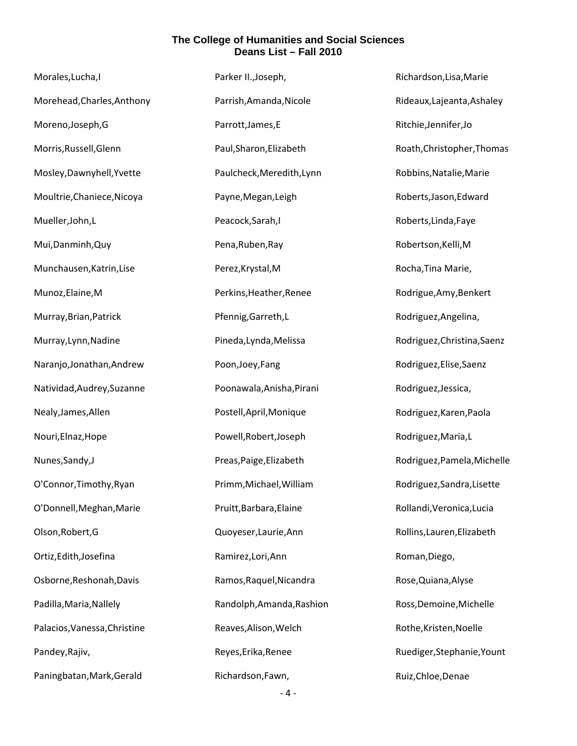# The College of Humanities and Social Sciences
## Deans List – Fall 2010

Morales,Lucha,I

Morehead,Charles,Anthony

Moreno,Joseph,G

Morris,Russell,Glenn

Mosley,Dawnyhell,Yvette

Moultrie,Chaniece,Nicoya

Mueller,John,L

Mui,Danminh,Quy

Munchausen,Katrin,Lise

Munoz,Elaine,M

Murray,Brian,Patrick

Murray,Lynn,Nadine

Naranjo,Jonathan,Andrew

Natividad,Audrey,Suzanne

Nealy,James,Allen

Nouri,Elnaz,Hope

Nunes,Sandy,J

O'Connor,Timothy,Ryan

O'Donnell,Meghan,Marie

Olson,Robert,G

Ortiz,Edith,Josefina

Osborne,Reshonah,Davis

Padilla,Maria,Nallely

Palacios,Vanessa,Christine

Pandey,Rajiv,

Paningbatan,Mark,Gerald

Parker II.,Joseph,

Parrish,Amanda,Nicole

Parrott,James,E

Paul,Sharon,Elizabeth

Paulcheck,Meredith,Lynn

Payne,Megan,Leigh

Peacock,Sarah,I

Pena,Ruben,Ray

Perez,Krystal,M

Perkins,Heather,Renee

Pfennig,Garreth,L

Pineda,Lynda,Melissa

Poon,Joey,Fang

Poonawala,Anisha,Pirani

Postell,April,Monique

Powell,Robert,Joseph

Preas,Paige,Elizabeth

Primm,Michael,William

Pruitt,Barbara,Elaine

Quoyeser,Laurie,Ann

Ramirez,Lori,Ann

Ramos,Raquel,Nicandra

Randolph,Amanda,Rashion

Reaves,Alison,Welch

Reyes,Erika,Renee

Richardson,Fawn,

Richardson,Lisa,Marie

Rideaux,Lajeanta,Ashaley

Ritchie,Jennifer,Jo

Roath,Christopher,Thomas

Robbins,Natalie,Marie

Roberts,Jason,Edward

Roberts,Linda,Faye

Robertson,Kelli,M

Rocha,Tina Marie,

Rodrigue,Amy,Benkert

Rodriguez,Angelina,

Rodriguez,Christina,Saenz

Rodriguez,Elise,Saenz

Rodriguez,Jessica,

Rodriguez,Karen,Paola

Rodriguez,Maria,L

Rodriguez,Pamela,Michelle

Rodriguez,Sandra,Lisette

Rollandi,Veronica,Lucia

Rollins,Lauren,Elizabeth

Roman,Diego,

Rose,Quiana,Alyse

Ross,Demoine,Michelle

Rothe,Kristen,Noelle

Ruediger,Stephanie,Yount

Ruiz,Chloe,Denae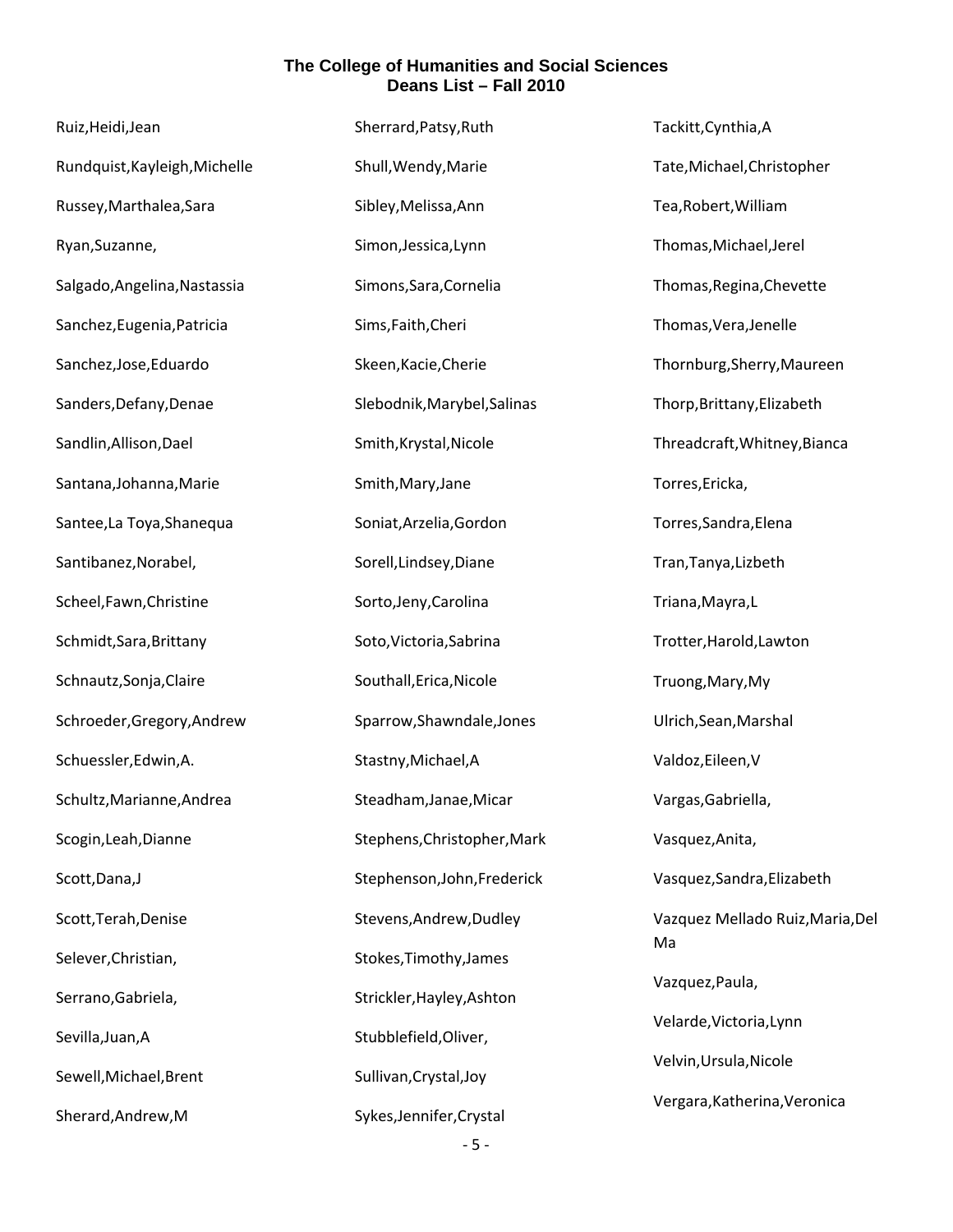## The College of Humanities and Social Sciences
## Deans List – Fall 2010

Ruiz,Heidi,Jean

Rundquist,Kayleigh,Michelle

Russey,Marthalea,Sara

Ryan,Suzanne,

Salgado,Angelina,Nastassia

Sanchez,Eugenia,Patricia

Sanchez,Jose,Eduardo

Sanders,Defany,Denae

Sandlin,Allison,Dael

Santana,Johanna,Marie

Santee,La Toya,Shanequa

Santibanez,Norabel,

Scheel,Fawn,Christine

Schmidt,Sara,Brittany

Schnautz,Sonja,Claire

Schroeder,Gregory,Andrew

Schuessler,Edwin,A.

Schultz,Marianne,Andrea

Scogin,Leah,Dianne

Scott,Dana,J

Scott,Terah,Denise

Selever,Christian,

Serrano,Gabriela,

Sevilla,Juan,A

Sewell,Michael,Brent

Sherard,Andrew,M

Sherrard,Patsy,Ruth

Shull,Wendy,Marie

Sibley,Melissa,Ann

Simon,Jessica,Lynn

Simons,Sara,Cornelia

Sims,Faith,Cheri

Skeen,Kacie,Cherie

Slebodnik,Marybel,Salinas

Smith,Krystal,Nicole

Smith,Mary,Jane

Soniat,Arzelia,Gordon

Sorell,Lindsey,Diane

Sorto,Jeny,Carolina

Soto,Victoria,Sabrina

Southall,Erica,Nicole

Sparrow,Shawndale,Jones

Stastny,Michael,A

Steadham,Janae,Micar

Stephens,Christopher,Mark

Stephenson,John,Frederick

Stevens,Andrew,Dudley

Stokes,Timothy,James

Strickler,Hayley,Ashton

Stubblefield,Oliver,

Sullivan,Crystal,Joy

Sykes,Jennifer,Crystal

Tackitt,Cynthia,A

Tate,Michael,Christopher

Tea,Robert,William

Thomas,Michael,Jerel

Thomas,Regina,Chevette

Thomas,Vera,Jenelle

Thornburg,Sherry,Maureen

Thorp,Brittany,Elizabeth

Threadcraft,Whitney,Bianca

Torres,Ericka,

Torres,Sandra,Elena

Tran,Tanya,Lizbeth

Triana,Mayra,L

Trotter,Harold,Lawton

Truong,Mary,My

Ulrich,Sean,Marshal

Valdoz,Eileen,V

Vargas,Gabriella,

Vasquez,Anita,

Vasquez,Sandra,Elizabeth

Vazquez Mellado Ruiz,Maria,Del Ma

Vazquez,Paula,

Velarde,Victoria,Lynn

Velvin,Ursula,Nicole

Vergara,Katherina,Veronica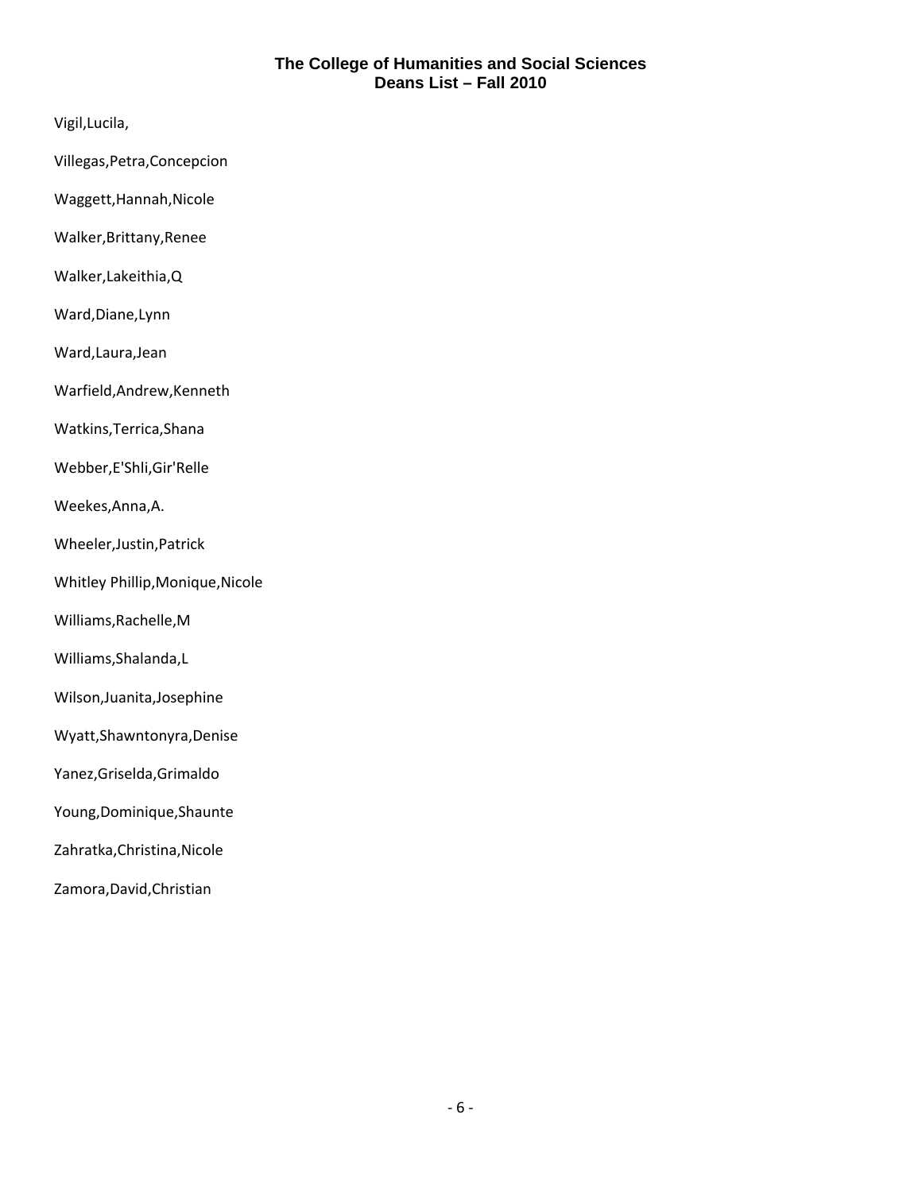# The College of Humanities and Social Sciences
## Deans List – Fall 2010

Vigil,Lucila,

Villegas,Petra,Concepcion

Waggett,Hannah,Nicole

Walker,Brittany,Renee

Walker,Lakeithia,Q

Ward,Diane,Lynn

Ward,Laura,Jean

Warfield,Andrew,Kenneth

Watkins,Terrica,Shana

Webber,E'Shli,Gir'Relle

Weekes,Anna,A.

Wheeler,Justin,Patrick

Whitley Phillip,Monique,Nicole

Williams,Rachelle,M

Williams,Shalanda,L

Wilson,Juanita,Josephine

Wyatt,Shawntonyra,Denise

Yanez,Griselda,Grimaldo

Young,Dominique,Shaunte

Zahratka,Christina,Nicole

Zamora,David,Christian